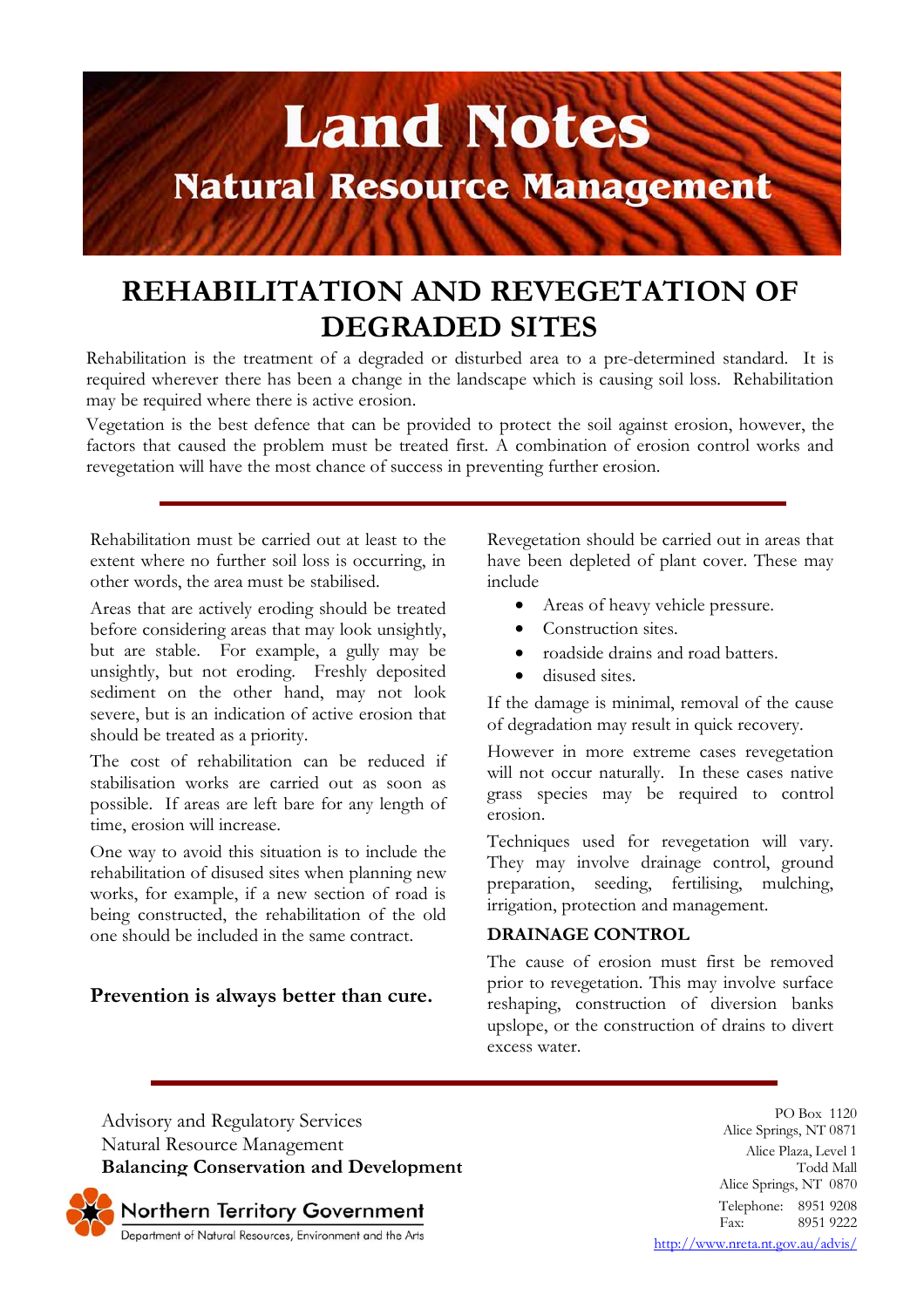# Land Notes

## Natural Resource Management

# REHABILITATION AND REVEGETATION OF DEGRADED SITES

Rehabilitation is the treatment of a degraded or disturbed area to a pre-determined standard. It is required wherever there has been a change in the landscape which is causing soil loss. Rehabilitation may be required where there is active erosion.

Vegetation is the best defence that can be provided to protect the soil against erosion, however, the factors that caused the problem must be treated first. A combination of erosion control works and revegetation will have the most chance of success in preventing further erosion.

---

Rehabilitation must be carried out at least to the extent where no further soil loss is occurring, in other words, the area must be stabilised.

Areas that are actively eroding should be treated before considering areas that may look unsightly, but are stable. For example, a gully may be unsightly, but not eroding. Freshly deposited sediment on the other hand, may not look severe, but is an indication of active erosion that should be treated as a priority.

The cost of rehabilitation can be reduced if stabilisation works are carried out as soon as possible. If areas are left bare for any length of time, erosion will increase.

One way to avoid this situation is to include the rehabilitation of disused sites when planning new works, for example, if a new section of road is being constructed, the rehabilitation of the old one should be included in the same contract.

**Prevention is always better than cure.**

Revegetation should be carried out in areas that have been depleted of plant cover. These may include

- Areas of heavy vehicle pressure.
- Construction sites.
- roadside drains and road batters.
- disused sites.

If the damage is minimal, removal of the cause of degradation may result in quick recovery.

However in more extreme cases revegetation will not occur naturally. In these cases native grass species may be required to control erosion.

Techniques used for revegetation will vary. They may involve drainage control, ground preparation, seeding, fertilising, mulching, irrigation, protection and management.

### DRAINAGE CONTROL

The cause of erosion must first be removed prior to revegetation. This may involve surface reshaping, construction of diversion banks upslope, or the construction of drains to divert excess water.

---

Advisory and Regulatory Services
Natural Resource Management
**Balancing Conservation and Development**

Northern Territory Government
Department of Natural Resources, Environment and the Arts

PO Box 1120
Alice Springs, NT 0871
Alice Plaza, Level 1
Todd Mall
Alice Springs, NT 0870
Telephone: 8951 9208
Fax: 8951 9222
http://www.nreta.nt.gov.au/advis/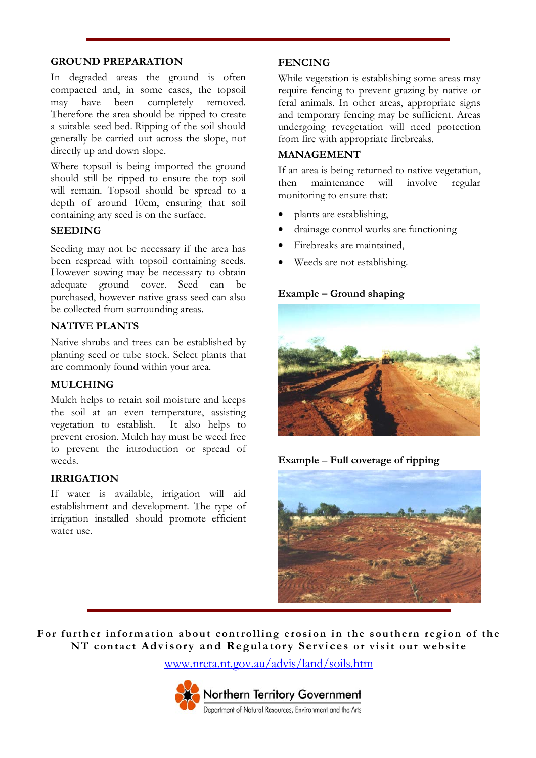## GROUND PREPARATION

In degraded areas the ground is often compacted and, in some cases, the topsoil may have been completely removed. Therefore the area should be ripped to create a suitable seed bed. Ripping of the soil should generally be carried out across the slope, not directly up and down slope.

Where topsoil is being imported the ground should still be ripped to ensure the top soil will remain. Topsoil should be spread to a depth of around 10cm, ensuring that soil containing any seed is on the surface.

## SEEDING

Seeding may not be necessary if the area has been respread with topsoil containing seeds. However sowing may be necessary to obtain adequate ground cover. Seed can be purchased, however native grass seed can also be collected from surrounding areas.

## NATIVE PLANTS

Native shrubs and trees can be established by planting seed or tube stock. Select plants that are commonly found within your area.

## MULCHING

Mulch helps to retain soil moisture and keeps the soil at an even temperature, assisting vegetation to establish. It also helps to prevent erosion. Mulch hay must be weed free to prevent the introduction or spread of weeds.

## IRRIGATION

If water is available, irrigation will aid establishment and development. The type of irrigation installed should promote efficient water use.

## FENCING

While vegetation is establishing some areas may require fencing to prevent grazing by native or feral animals. In other areas, appropriate signs and temporary fencing may be sufficient. Areas undergoing revegetation will need protection from fire with appropriate firebreaks.

## MANAGEMENT

If an area is being returned to native vegetation, then maintenance will involve regular monitoring to ensure that:

- plants are establishing,
- drainage control works are functioning
- Firebreaks are maintained,
- Weeds are not establishing.

**Example – Ground shaping**

**Example – Full coverage of ripping**

**For further information about controlling erosion in the southern region of the NT contact Advisory and Regulatory Services or visit our website**

www.nreta.nt.gov.au/advis/land/soils.htm

Northern Territory Government
Department of Natural Resources, Environment and the Arts